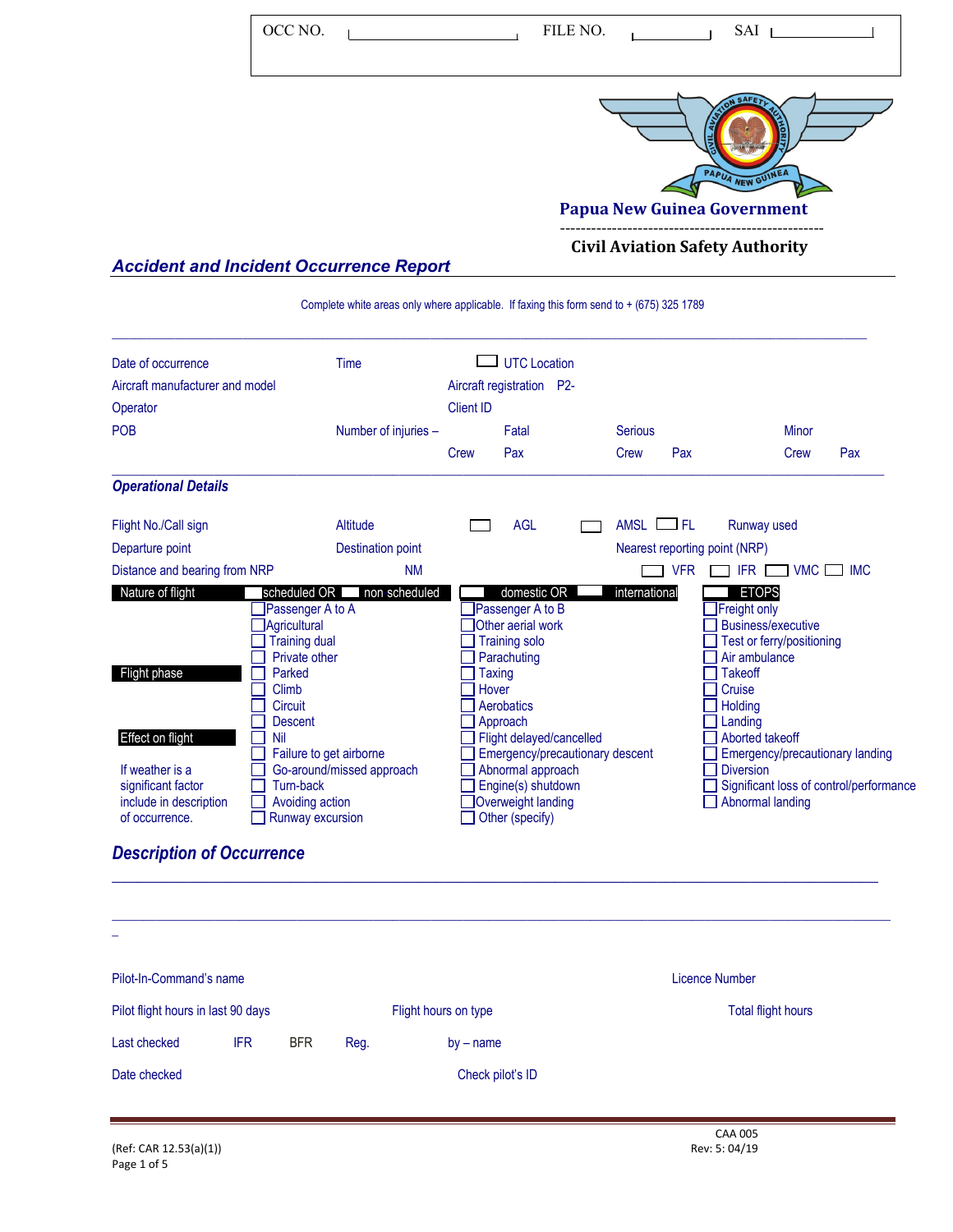OCC NO. ______ FILE NO. ______ SAI ______

**Papua New Guinea Government**

**Civil Aviation Safety Authority**

## *Accident and Incident Occurrence Report*

Complete white areas only where applicable. If faxing this form send to + (675) 325 1789

Date of occurrence | Time | ☐ UTC Location

Aircraft manufacturer and model | Aircraft registration P2-

Operator | Client ID

POB | Number of injuries – Fatal: Crew Pax | Serious: Crew Pax | Minor: Crew Pax

### *Operational Details*

Flight No./Call sign | Altitude ☐ AGL ☐ AMSL ☐ FL | Runway used

Departure point | Destination point | Nearest reporting point (NRP)

Distance and bearing from NRP NM | ☐ VFR ☐ IFR ☐ VMC ☐ IMC

**Nature of flight** ☐ scheduled OR ☐ non scheduled | ☐ domestic OR ☐ international | ☐ ETOPS

- ☐ Passenger A to A
- ☐ Passenger A to B
- ☐ Freight only
- ☐ Agricultural
- ☐ Other aerial work
- ☐ Business/executive
- ☐ Training dual
- ☐ Training solo
- ☐ Test or ferry/positioning
- ☐ Private other
- ☐ Parachuting
- ☐ Air ambulance

**Flight phase**

- ☐ Parked
- ☐ Taxing
- ☐ Takeoff
- ☐ Climb
- ☐ Hover
- ☐ Cruise
- ☐ Circuit
- ☐ Aerobatics
- ☐ Holding
- ☐ Descent
- ☐ Approach
- ☐ Landing

**Effect on flight**

- ☐ Nil
- ☐ Flight delayed/cancelled
- ☐ Aborted takeoff
- ☐ Failure to get airborne
- ☐ Emergency/precautionary descent
- ☐ Emergency/precautionary landing
- ☐ Go-around/missed approach
- ☐ Abnormal approach
- ☐ Diversion
- ☐ Turn-back
- ☐ Engine(s) shutdown
- ☐ Significant loss of control/performance
- ☐ Avoiding action
- ☐ Overweight landing
- ☐ Abnormal landing
- ☐ Runway excursion
- ☐ Other (specify)

If weather is a significant factor include in description of occurrence.

### *Description of Occurrence*

______________________________________________________________

______________________________________________________________

Pilot-In-Command's name | Licence Number

Pilot flight hours in last 90 days | Flight hours on type | Total flight hours

Last checked IFR BFR Reg. | by – name

Date checked | Check pilot's ID

CAA 005
Rev: 5: 04/19

(Ref: CAR 12.53(a)(1))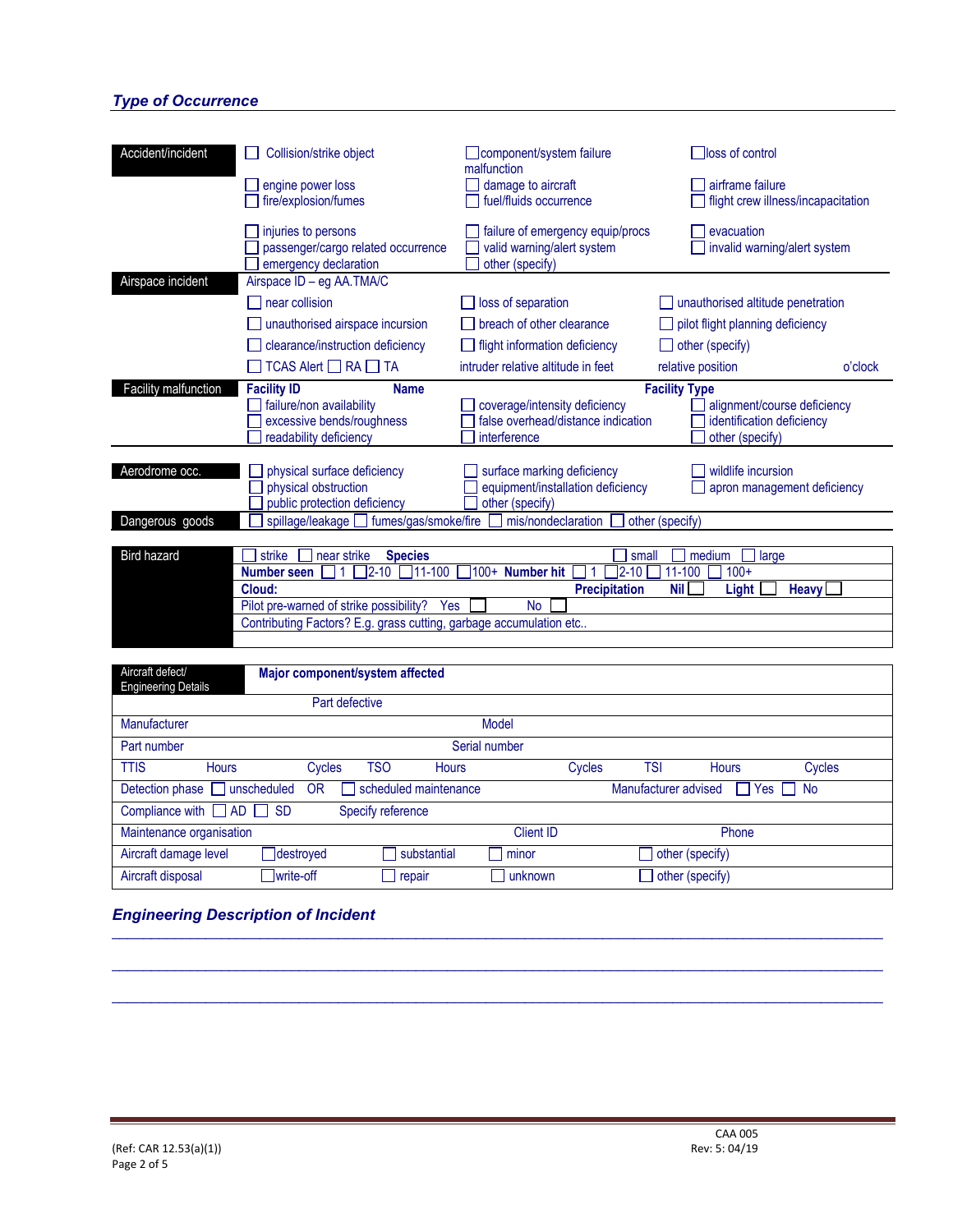## *Type of Occurrence*

| | | | |
|---|---|---|---|
| **Accident/incident** | ☐ Collision/strike object | ☐ component/system failure malfunction | ☐ loss of control |
| | ☐ engine power loss | ☐ damage to aircraft | ☐ airframe failure |
| | ☐ fire/explosion/fumes | ☐ fuel/fluids occurrence | ☐ flight crew illness/incapacitation |
| | ☐ injuries to persons | ☐ failure of emergency equip/procs | ☐ evacuation |
| | ☐ passenger/cargo related occurrence | ☐ valid warning/alert system | ☐ invalid warning/alert system |
| | ☐ emergency declaration | ☐ other (specify) | |
| **Airspace incident** | Airspace ID – eg AA.TMA/C | | |
| | ☐ near collision | ☐ loss of separation | ☐ unauthorised altitude penetration |
| | ☐ unauthorised airspace incursion | ☐ breach of other clearance | ☐ pilot flight planning deficiency |
| | ☐ clearance/instruction deficiency | ☐ flight information deficiency | ☐ other (specify) |
| | ☐ TCAS Alert ☐ RA ☐ TA | intruder relative altitude in feet | relative position o'clock |
| **Facility malfunction** | **Facility ID** **Name** | | **Facility Type** |
| | ☐ failure/non availability | ☐ coverage/intensity deficiency | ☐ alignment/course deficiency |
| | ☐ excessive bends/roughness | ☐ false overhead/distance indication | ☐ identification deficiency |
| | ☐ readability deficiency | ☐ interference | ☐ other (specify) |
| **Aerodrome occ.** | ☐ physical surface deficiency | ☐ surface marking deficiency | ☐ wildlife incursion |
| | ☐ physical obstruction | ☐ equipment/installation deficiency | ☐ apron management deficiency |
| | ☐ public protection deficiency | ☐ other (specify) | |
| **Dangerous goods** | ☐ spillage/leakage ☐ fumes/gas/smoke/fire | ☐ mis/nondeclaration ☐ other (specify) | |

| | | | |
|---|---|---|---|
| **Bird hazard** | ☐ strike ☐ near strike **Species** | | ☐ small ☐ medium ☐ large |
| | **Number seen** ☐ 1 ☐ 2-10 ☐ 11-100 ☐ 100+ | **Number hit** ☐ 1 ☐ 2-10 ☐ 11-100 ☐ 100+ | |
| | **Cloud:** | **Precipitation** | **Nil** ☐ **Light** ☐ **Heavy** ☐ |
| | Pilot pre-warned of strike possibility? Yes ☐ No ☐ | | |
| | Contributing Factors? E.g. grass cutting, garbage accumulation etc.. | | |
| | | | |

| | | | | | | | | |
|---|---|---|---|---|---|---|---|---|
| **Aircraft defect/ Engineering Details** | **Major component/system affected** | | | | | | | |
| | Part defective | | | | | | | |
| Manufacturer | | | Model | | | | | |
| Part number | | | Serial number | | | | | |
| TTIS | Hours | Cycles | TSO | Hours | Cycles | TSI | Hours | Cycles |
| Detection phase | ☐ unscheduled OR | ☐ scheduled maintenance | | | Manufacturer advised | ☐ Yes ☐ No | | |
| Compliance with | ☐ AD ☐ SD | Specify reference | | | | | | |
| Maintenance organisation | | | Client ID | | | Phone | | |
| Aircraft damage level | ☐ destroyed | ☐ substantial | ☐ minor | | ☐ other (specify) | | | |
| Aircraft disposal | ☐ write-off | ☐ repair | ☐ unknown | | ☐ other (specify) | | | |

## *Engineering Description of Incident*

_______________________________________________________________________________

_______________________________________________________________________________

_______________________________________________________________________________

(Ref: CAR 12.53(a)(1))

CAA 005
Rev: 5: 04/19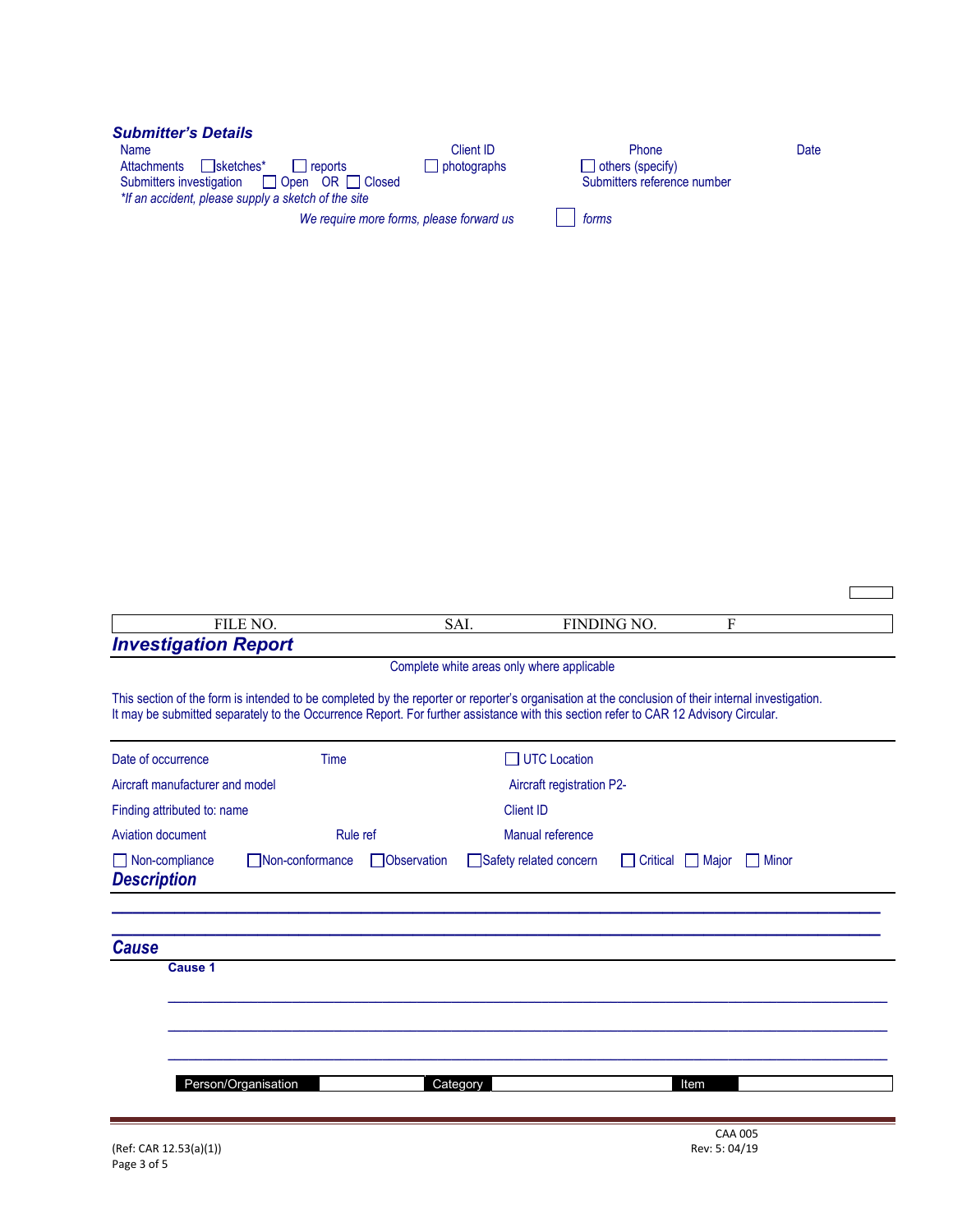### *Submitter's Details*

Name | Client ID | Phone | Date

Attachments ☐ sketches* ☐ reports ☐ photographs ☐ others (specify)

Submitters investigation ☐ Open OR ☐ Closed | Submitters reference number

*\*If an accident, please supply a sketch of the site*

*We require more forms, please forward us* ☐ *forms*

| FILE NO. | SAI. | FINDING NO. | F |
|---|---|---|---|

## *Investigation Report*

Complete white areas only where applicable

This section of the form is intended to be completed by the reporter or reporter's organisation at the conclusion of their internal investigation. It may be submitted separately to the Occurrence Report. For further assistance with this section refer to CAR 12 Advisory Circular.

Date of occurrence | Time | ☐ UTC Location

Aircraft manufacturer and model | Aircraft registration P2-

Finding attributed to: name | Client ID

Aviation document | Rule ref | Manual reference

☐ Non-compliance ☐ Non-conformance ☐ Observation ☐ Safety related concern ☐ Critical ☐ Major ☐ Minor

### *Description*

_______________________________________________________________

_______________________________________________________________

### *Cause*

**Cause 1**

_______________________________________________________________

_______________________________________________________________

_______________________________________________________________

| Person/Organisation | | Category | | Item | |
|---|---|---|---|---|---|

(Ref: CAR 12.53(a)(1))

CAA 005
Rev: 5: 04/19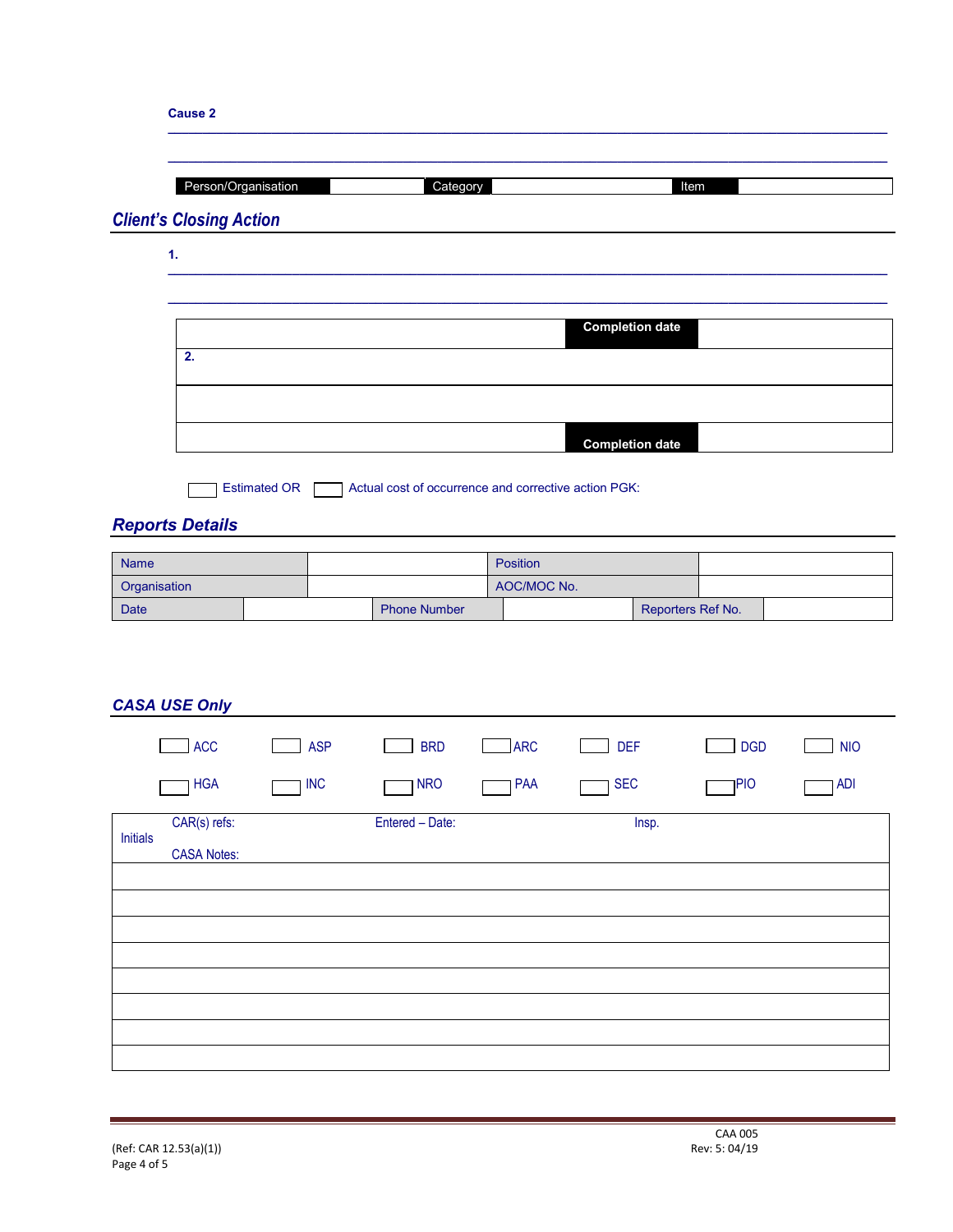**Cause 2**

\_\_\_\_\_\_\_\_\_\_\_\_\_\_\_\_\_\_\_\_\_\_\_\_\_\_\_\_\_\_\_\_\_\_\_\_\_\_\_\_\_\_\_\_\_\_\_\_\_\_\_\_\_\_\_\_\_\_\_\_\_\_\_\_\_\_\_\_\_\_\_\_\_\_\_\_\_\_

\_\_\_\_\_\_\_\_\_\_\_\_\_\_\_\_\_\_\_\_\_\_\_\_\_\_\_\_\_\_\_\_\_\_\_\_\_\_\_\_\_\_\_\_\_\_\_\_\_\_\_\_\_\_\_\_\_\_\_\_\_\_\_\_\_\_\_\_\_\_\_\_\_\_\_\_\_\_

| Person/Organisation | | Category | | Item | |
|---|---|---|---|---|---|

## *Client's Closing Action*

**1.**

\_\_\_\_\_\_\_\_\_\_\_\_\_\_\_\_\_\_\_\_\_\_\_\_\_\_\_\_\_\_\_\_\_\_\_\_\_\_\_\_\_\_\_\_\_\_\_\_\_\_\_\_\_\_\_\_\_\_\_\_\_\_\_\_\_\_\_\_\_\_\_\_\_\_\_\_\_\_

\_\_\_\_\_\_\_\_\_\_\_\_\_\_\_\_\_\_\_\_\_\_\_\_\_\_\_\_\_\_\_\_\_\_\_\_\_\_\_\_\_\_\_\_\_\_\_\_\_\_\_\_\_\_\_\_\_\_\_\_\_\_\_\_\_\_\_\_\_\_\_\_\_\_\_\_\_\_

| | **Completion date** | |
|---|---|---|
| **2.** | | |
| | | |
| | **Completion date** | |

☐ Estimated OR ☐ Actual cost of occurrence and corrective action PGK:

## *Reports Details*

| Name | | Position | |
|---|---|---|---|
| Organisation | | AOC/MOC No. | |

| Date | | Phone Number | | Reporters Ref No. | |
|---|---|---|---|---|---|

## *CASA USE Only*

| | | | | | | |
|---|---|---|---|---|---|---|
| ☐ ACC | ☐ ASP | ☐ BRD | ☐ ARC | ☐ DEF | ☐ DGD | ☐ NIO |
| ☐ HGA | ☐ INC | ☐ NRO | ☐ PAA | ☐ SEC | ☐ PIO | ☐ ADI |

| Initials | CAR(s) refs: | Entered – Date: | Insp. |
|---|---|---|---|
| | CASA Notes: | | |
| | | | |
| | | | |
| | | | |
| | | | |
| | | | |
| | | | |
| | | | |
| | | | |

(Ref: CAR 12.53(a)(1))

CAA 005
Rev: 5: 04/19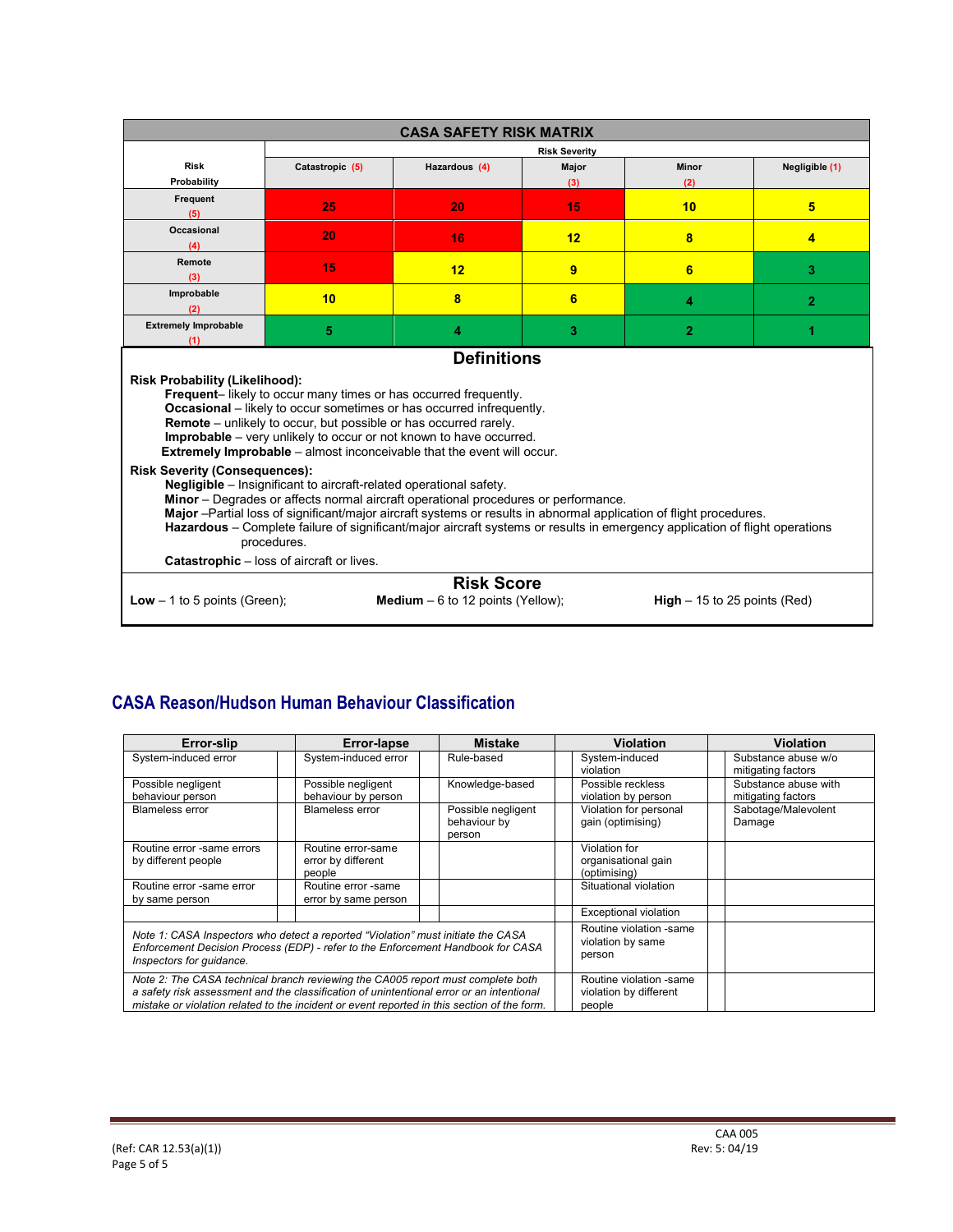| CASA SAFETY RISK MATRIX | | | | | |
|---|---|---|---|---|---|
| | Risk Severity | | | | |
| Risk Probability | Catastropic (5) | Hazardous (4) | Major (3) | Minor (2) | Negligible (1) |
| Frequent (5) | 25 | 20 | 15 | 10 | 5 |
| Occasional (4) | 20 | 16 | 12 | 8 | 4 |
| Remote (3) | 15 | 12 | 9 | 6 | 3 |
| Improbable (2) | 10 | 8 | 6 | 4 | 2 |
| Extremely Improbable (1) | 5 | 4 | 3 | 2 | 1 |

## Definitions

**Risk Probability (Likelihood):**

- **Frequent**– likely to occur many times or has occurred frequently.
- **Occasional** – likely to occur sometimes or has occurred infrequently.
- **Remote** – unlikely to occur, but possible or has occurred rarely.
- **Improbable** – very unlikely to occur or not known to have occurred.
- **Extremely Improbable** – almost inconceivable that the event will occur.

**Risk Severity (Consequences):**

- **Negligible** – Insignificant to aircraft-related operational safety.
- **Minor** – Degrades or affects normal aircraft operational procedures or performance.
- **Major** –Partial loss of significant/major aircraft systems or results in abnormal application of flight procedures.
- **Hazardous** – Complete failure of significant/major aircraft systems or results in emergency application of flight operations procedures.
- **Catastrophic** – loss of aircraft or lives.

## Risk Score

**Low** – 1 to 5 points (Green); **Medium** – 6 to 12 points (Yellow); **High** – 15 to 25 points (Red)

## CASA Reason/Hudson Human Behaviour Classification

| Error-slip | | Error-lapse | | Mistake | | Violation | | Violation |
|---|---|---|---|---|---|---|---|---|
| System-induced error | | System-induced error | | Rule-based | | System-induced violation | | Substance abuse w/o mitigating factors |
| Possible negligent behaviour person | | Possible negligent behaviour by person | | Knowledge-based | | Possible reckless violation by person | | Substance abuse with mitigating factors |
| Blameless error | | Blameless error | | Possible negligent behaviour by person | | Violation for personal gain (optimising) | | Sabotage/Malevolent Damage |
| Routine error -same errors by different people | | Routine error-same error by different people | | | | Violation for organisational gain (optimising) | | |
| Routine error -same error by same person | | Routine error -same error by same person | | | | Situational violation | | |
| | | | | | | Exceptional violation | | |
| *Note 1: CASA Inspectors who detect a reported "Violation" must initiate the CASA Enforcement Decision Process (EDP) - refer to the Enforcement Handbook for CASA Inspectors for guidance.* | | | | | | Routine violation -same violation by same person | | |
| *Note 2: The CASA technical branch reviewing the CA005 report must complete both a safety risk assessment and the classification of unintentional error or an intentional mistake or violation related to the incident or event reported in this section of the form.* | | | | | | Routine violation -same violation by different people | | |

(Ref: CAR 12.53(a)(1))

CAA 005
Rev: 5: 04/19